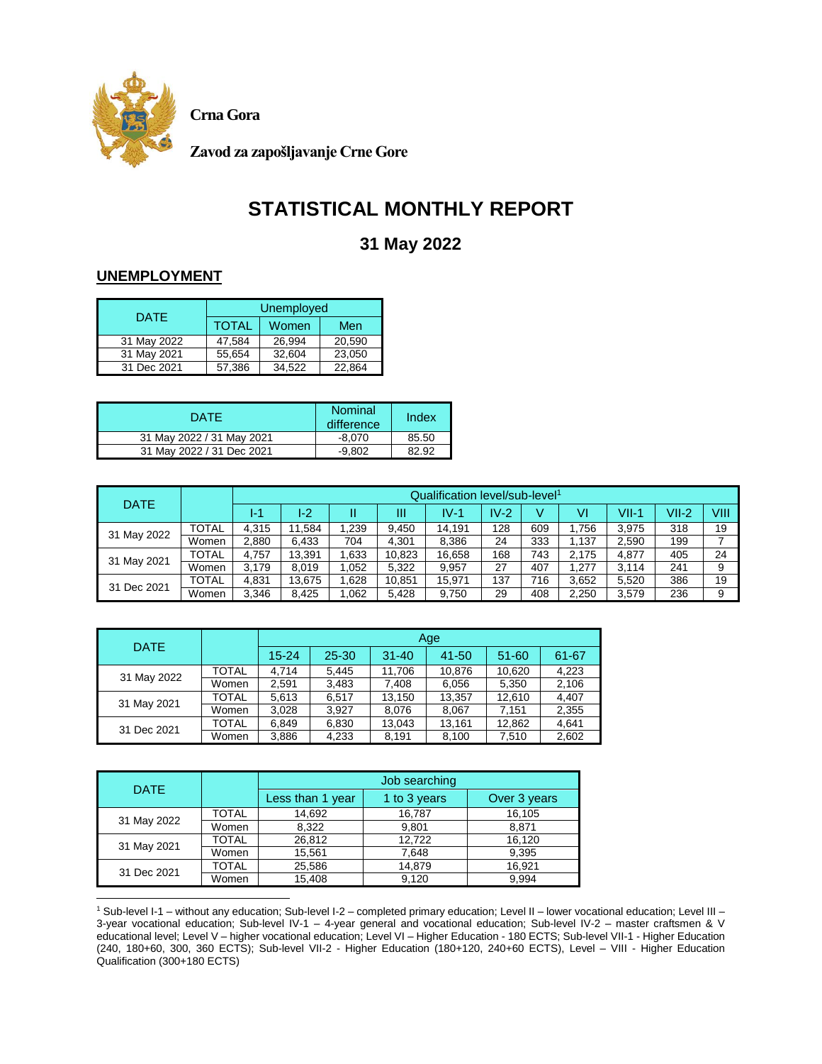**Crna Gora**

**Zavod za zapošljavanje Crne Gore**

# STATISTICAL MONTHLY REPORT

## 31 May 2022

### UNEMPLOYMENT

| DATE | Unemployed | | |
|---|---|---|---|
| | TOTAL | Women | Men |
| 31 May 2022 | 47,584 | 26,994 | 20,590 |
| 31 May 2021 | 55,654 | 32,604 | 23,050 |
| 31 Dec 2021 | 57,386 | 34,522 | 22,864 |

| DATE | Nominal difference | Index |
|---|---|---|
| 31 May 2022 / 31 May 2021 | -8,070 | 85.50 |
| 31 May 2022 / 31 Dec 2021 | -9,802 | 82.92 |

| DATE | | Qualification level/sub-level[1] | | | | | | | | | | |
|---|---|---|---|---|---|---|---|---|---|---|---|---|
| | | I-1 | I-2 | II | III | IV-1 | IV-2 | V | VI | VII-1 | VII-2 | VIII |
| 31 May 2022 | TOTAL | 4,315 | 11,584 | 1,239 | 9,450 | 14,191 | 128 | 609 | 1,756 | 3,975 | 318 | 19 |
| | Women | 2,880 | 6,433 | 704 | 4,301 | 8,386 | 24 | 333 | 1,137 | 2,590 | 199 | 7 |
| 31 May 2021 | TOTAL | 4,757 | 13,391 | 1,633 | 10,823 | 16,658 | 168 | 743 | 2,175 | 4,877 | 405 | 24 |
| | Women | 3,179 | 8,019 | 1,052 | 5,322 | 9,957 | 27 | 407 | 1,277 | 3,114 | 241 | 9 |
| 31 Dec 2021 | TOTAL | 4,831 | 13,675 | 1,628 | 10,851 | 15,971 | 137 | 716 | 3,652 | 5,520 | 386 | 19 |
| | Women | 3,346 | 8,425 | 1,062 | 5,428 | 9,750 | 29 | 408 | 2,250 | 3,579 | 236 | 9 |

| DATE | | Age | | | | | |
|---|---|---|---|---|---|---|---|
| | | 15-24 | 25-30 | 31-40 | 41-50 | 51-60 | 61-67 |
| 31 May 2022 | TOTAL | 4,714 | 5,445 | 11,706 | 10,876 | 10,620 | 4,223 |
| | Women | 2,591 | 3,483 | 7,408 | 6,056 | 5,350 | 2,106 |
| 31 May 2021 | TOTAL | 5,613 | 6,517 | 13,150 | 13,357 | 12,610 | 4,407 |
| | Women | 3,028 | 3,927 | 8,076 | 8,067 | 7,151 | 2,355 |
| 31 Dec 2021 | TOTAL | 6,849 | 6,830 | 13,043 | 13,161 | 12,862 | 4,641 |
| | Women | 3,886 | 4,233 | 8,191 | 8,100 | 7,510 | 2,602 |

| DATE | | Job searching | | |
|---|---|---|---|---|
| | | Less than 1 year | 1 to 3 years | Over 3 years |
| 31 May 2022 | TOTAL | 14,692 | 16,787 | 16,105 |
| | Women | 8,322 | 9,801 | 8,871 |
| 31 May 2021 | TOTAL | 26,812 | 12,722 | 16,120 |
| | Women | 15,561 | 7,648 | 9,395 |
| 31 Dec 2021 | TOTAL | 25,586 | 14,879 | 16,921 |
| | Women | 15,408 | 9,120 | 9,994 |

[1] Sub-level I-1 – without any education; Sub-level I-2 – completed primary education; Level II – lower vocational education; Level III – 3-year vocational education; Sub-level IV-1 – 4-year general and vocational education; Sub-level IV-2 – master craftsmen & V educational level; Level V – higher vocational education; Level VI – Higher Education - 180 ECTS; Sub-level VII-1 - Higher Education (240, 180+60, 300, 360 ECTS); Sub-level VII-2 - Higher Education (180+120, 240+60 ECTS), Level – VIII - Higher Education Qualification (300+180 ECTS)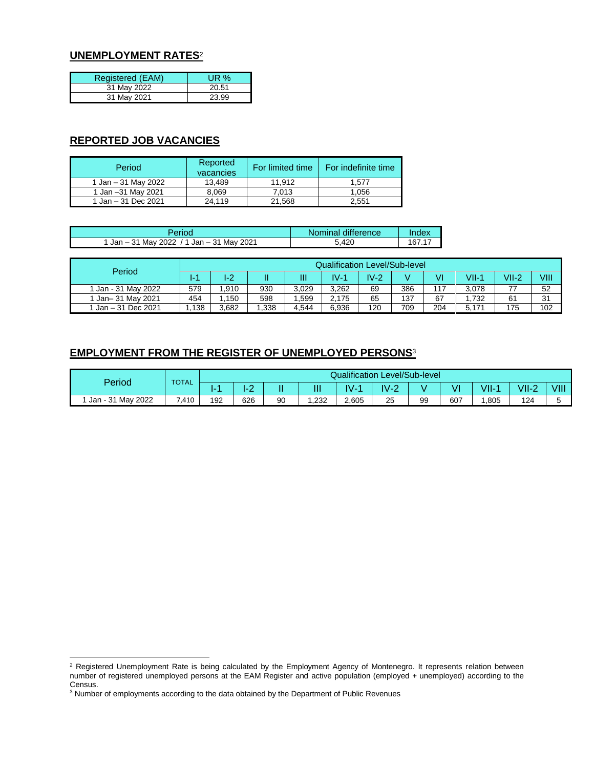## UNEMPLOYMENT RATES[2]

| Registered (EAM) | UR % |
|---|---|
| 31 May 2022 | 20.51 |
| 31 May 2021 | 23.99 |

## REPORTED JOB VACANCIES

| Period | Reported vacancies | For limited time | For indefinite time |
|---|---|---|---|
| 1 Jan – 31 May 2022 | 13,489 | 11,912 | 1,577 |
| 1 Jan –31 May 2021 | 8,069 | 7,013 | 1,056 |
| 1 Jan – 31 Dec 2021 | 24,119 | 21,568 | 2,551 |

| Period | Nominal difference | Index |
|---|---|---|
| 1 Jan – 31 May 2022 / 1 Jan – 31 May 2021 | 5,420 | 167.17 |

| Period | Qualification Level/Sub-level | | | | | | | | | | |
|---|---|---|---|---|---|---|---|---|---|---|---|
| | I-1 | I-2 | II | III | IV-1 | IV-2 | V | VI | VII-1 | VII-2 | VIII |
| 1 Jan - 31 May 2022 | 579 | 1,910 | 930 | 3,029 | 3,262 | 69 | 386 | 117 | 3,078 | 77 | 52 |
| 1 Jan– 31 May 2021 | 454 | 1,150 | 598 | 1,599 | 2,175 | 65 | 137 | 67 | 1,732 | 61 | 31 |
| 1 Jan – 31 Dec 2021 | 1,138 | 3,682 | 1,338 | 4,544 | 6,936 | 120 | 709 | 204 | 5,171 | 175 | 102 |

## EMPLOYMENT FROM THE REGISTER OF UNEMPLOYED PERSONS[3]

| Period | TOTAL | Qualification Level/Sub-level | | | | | | | | | | |
|---|---|---|---|---|---|---|---|---|---|---|---|---|
| | | I-1 | I-2 | II | III | IV-1 | IV-2 | V | VI | VII-1 | VII-2 | VIII |
| 1 Jan - 31 May 2022 | 7,410 | 192 | 626 | 90 | 1,232 | 2,605 | 25 | 99 | 607 | 1,805 | 124 | 5 |

[2] Registered Unemployment Rate is being calculated by the Employment Agency of Montenegro. It represents relation between number of registered unemployed persons at the EAM Register and active population (employed + unemployed) according to the Census.

[3] Number of employments according to the data obtained by the Department of Public Revenues